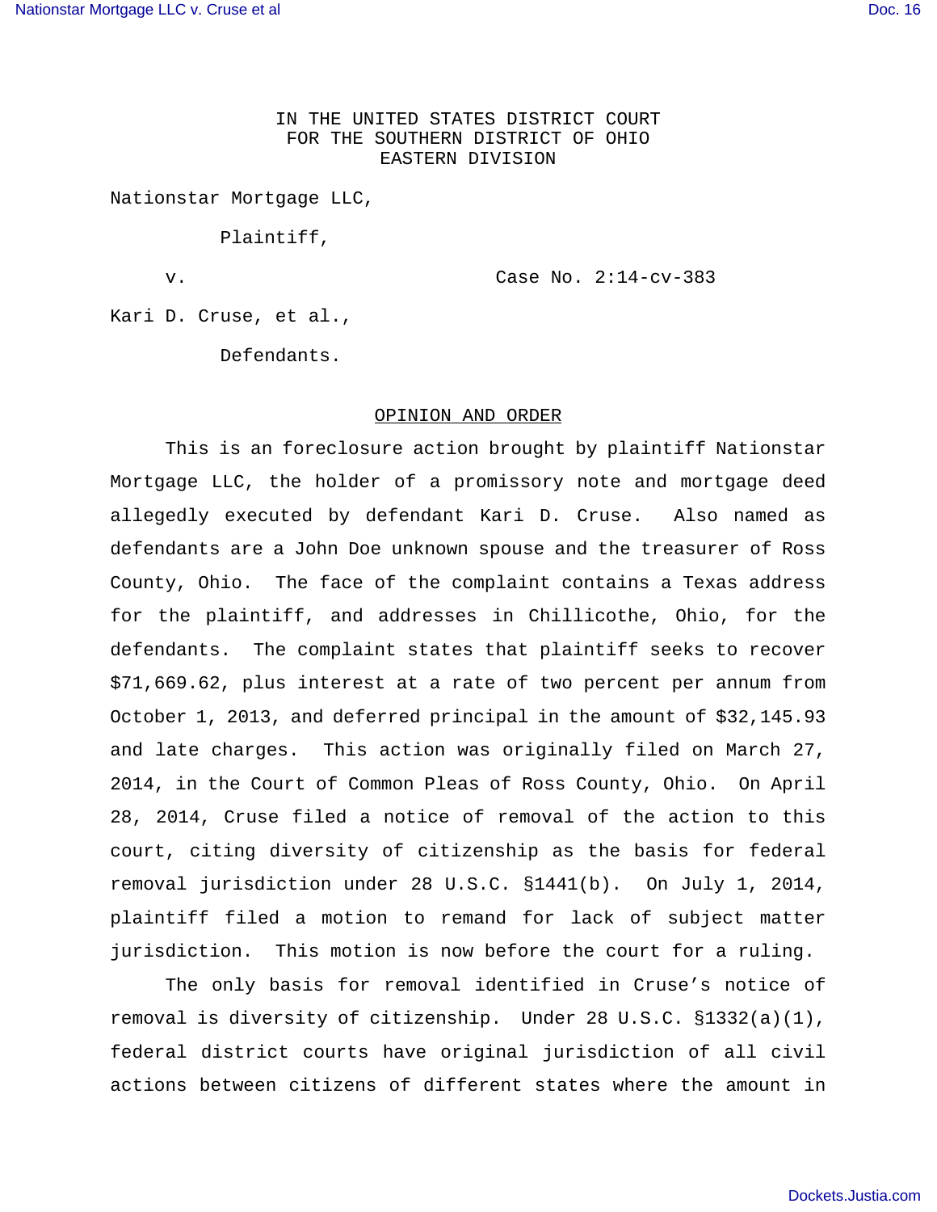IN THE UNITED STATES DISTRICT COURT
FOR THE SOUTHERN DISTRICT OF OHIO
EASTERN DIVISION

Nationstar Mortgage LLC,

Plaintiff,

v. Case No. 2:14-cv-383

Kari D. Cruse, et al.,

Defendants.

## OPINION AND ORDER

This is an foreclosure action brought by plaintiff Nationstar Mortgage LLC, the holder of a promissory note and mortgage deed allegedly executed by defendant Kari D. Cruse. Also named as defendants are a John Doe unknown spouse and the treasurer of Ross County, Ohio. The face of the complaint contains a Texas address for the plaintiff, and addresses in Chillicothe, Ohio, for the defendants. The complaint states that plaintiff seeks to recover $71,669.62, plus interest at a rate of two percent per annum from October 1, 2013, and deferred principal in the amount of $32,145.93 and late charges. This action was originally filed on March 27, 2014, in the Court of Common Pleas of Ross County, Ohio. On April 28, 2014, Cruse filed a notice of removal of the action to this court, citing diversity of citizenship as the basis for federal removal jurisdiction under 28 U.S.C. §1441(b). On July 1, 2014, plaintiff filed a motion to remand for lack of subject matter jurisdiction. This motion is now before the court for a ruling.

The only basis for removal identified in Cruse's notice of removal is diversity of citizenship. Under 28 U.S.C. §1332(a)(1), federal district courts have original jurisdiction of all civil actions between citizens of different states where the amount in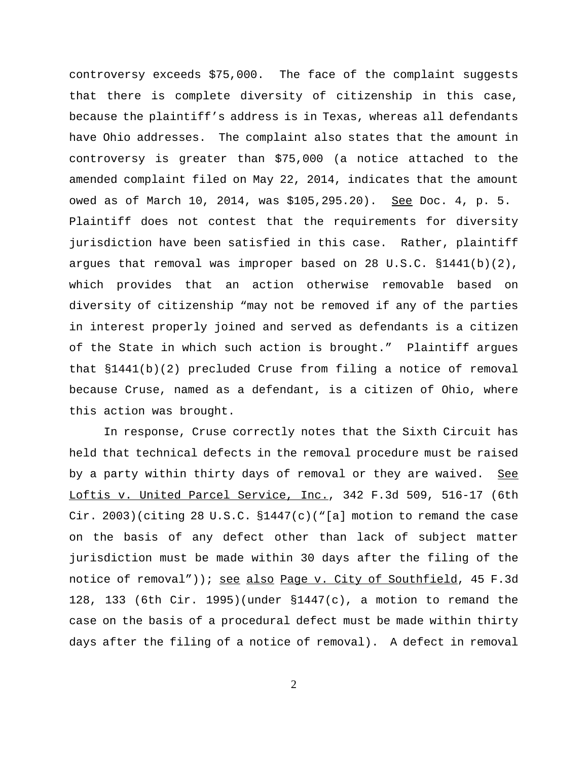controversy exceeds $75,000. The face of the complaint suggests that there is complete diversity of citizenship in this case, because the plaintiff's address is in Texas, whereas all defendants have Ohio addresses. The complaint also states that the amount in controversy is greater than $75,000 (a notice attached to the amended complaint filed on May 22, 2014, indicates that the amount owed as of March 10, 2014, was $105,295.20). See Doc. 4, p. 5. Plaintiff does not contest that the requirements for diversity jurisdiction have been satisfied in this case. Rather, plaintiff argues that removal was improper based on 28 U.S.C. §1441(b)(2), which provides that an action otherwise removable based on diversity of citizenship "may not be removed if any of the parties in interest properly joined and served as defendants is a citizen of the State in which such action is brought." Plaintiff argues that §1441(b)(2) precluded Cruse from filing a notice of removal because Cruse, named as a defendant, is a citizen of Ohio, where this action was brought.

In response, Cruse correctly notes that the Sixth Circuit has held that technical defects in the removal procedure must be raised by a party within thirty days of removal or they are waived. See Loftis v. United Parcel Service, Inc., 342 F.3d 509, 516-17 (6th Cir. 2003)(citing 28 U.S.C. §1447(c)("[a] motion to remand the case on the basis of any defect other than lack of subject matter jurisdiction must be made within 30 days after the filing of the notice of removal")); see also Page v. City of Southfield, 45 F.3d 128, 133 (6th Cir. 1995)(under §1447(c), a motion to remand the case on the basis of a procedural defect must be made within thirty days after the filing of a notice of removal). A defect in removal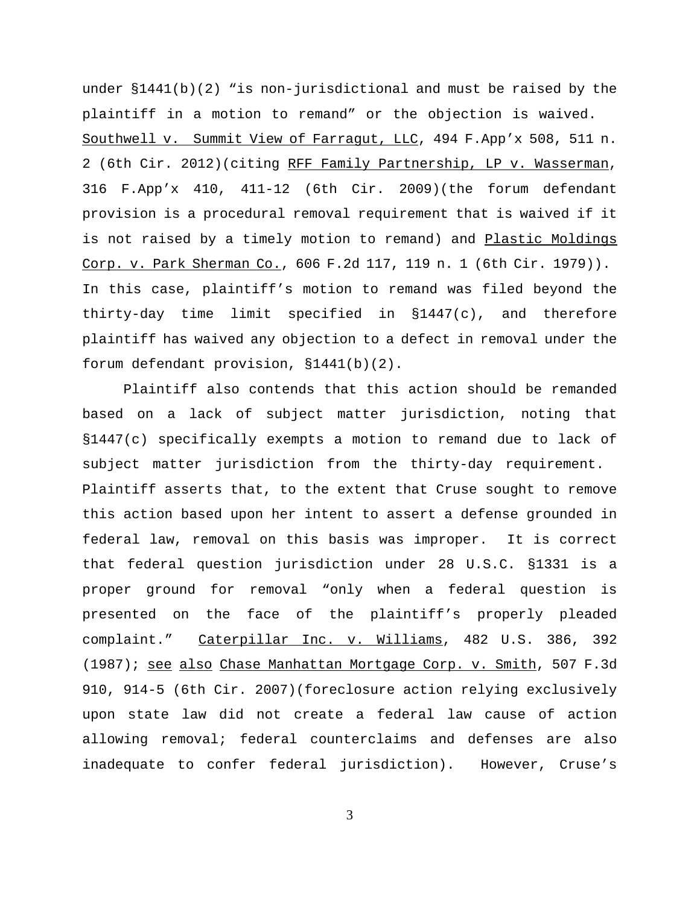under §1441(b)(2) "is non-jurisdictional and must be raised by the plaintiff in a motion to remand" or the objection is waived. Southwell v. Summit View of Farragut, LLC, 494 F.App'x 508, 511 n. 2 (6th Cir. 2012)(citing RFF Family Partnership, LP v. Wasserman, 316 F.App'x 410, 411-12 (6th Cir. 2009)(the forum defendant provision is a procedural removal requirement that is waived if it is not raised by a timely motion to remand) and Plastic Moldings Corp. v. Park Sherman Co., 606 F.2d 117, 119 n. 1 (6th Cir. 1979)). In this case, plaintiff's motion to remand was filed beyond the thirty-day time limit specified in §1447(c), and therefore plaintiff has waived any objection to a defect in removal under the forum defendant provision, §1441(b)(2).

Plaintiff also contends that this action should be remanded based on a lack of subject matter jurisdiction, noting that §1447(c) specifically exempts a motion to remand due to lack of subject matter jurisdiction from the thirty-day requirement. Plaintiff asserts that, to the extent that Cruse sought to remove this action based upon her intent to assert a defense grounded in federal law, removal on this basis was improper. It is correct that federal question jurisdiction under 28 U.S.C. §1331 is a proper ground for removal "only when a federal question is presented on the face of the plaintiff's properly pleaded complaint." Caterpillar Inc. v. Williams, 482 U.S. 386, 392 (1987); see also Chase Manhattan Mortgage Corp. v. Smith, 507 F.3d 910, 914-5 (6th Cir. 2007)(foreclosure action relying exclusively upon state law did not create a federal law cause of action allowing removal; federal counterclaims and defenses are also inadequate to confer federal jurisdiction). However, Cruse's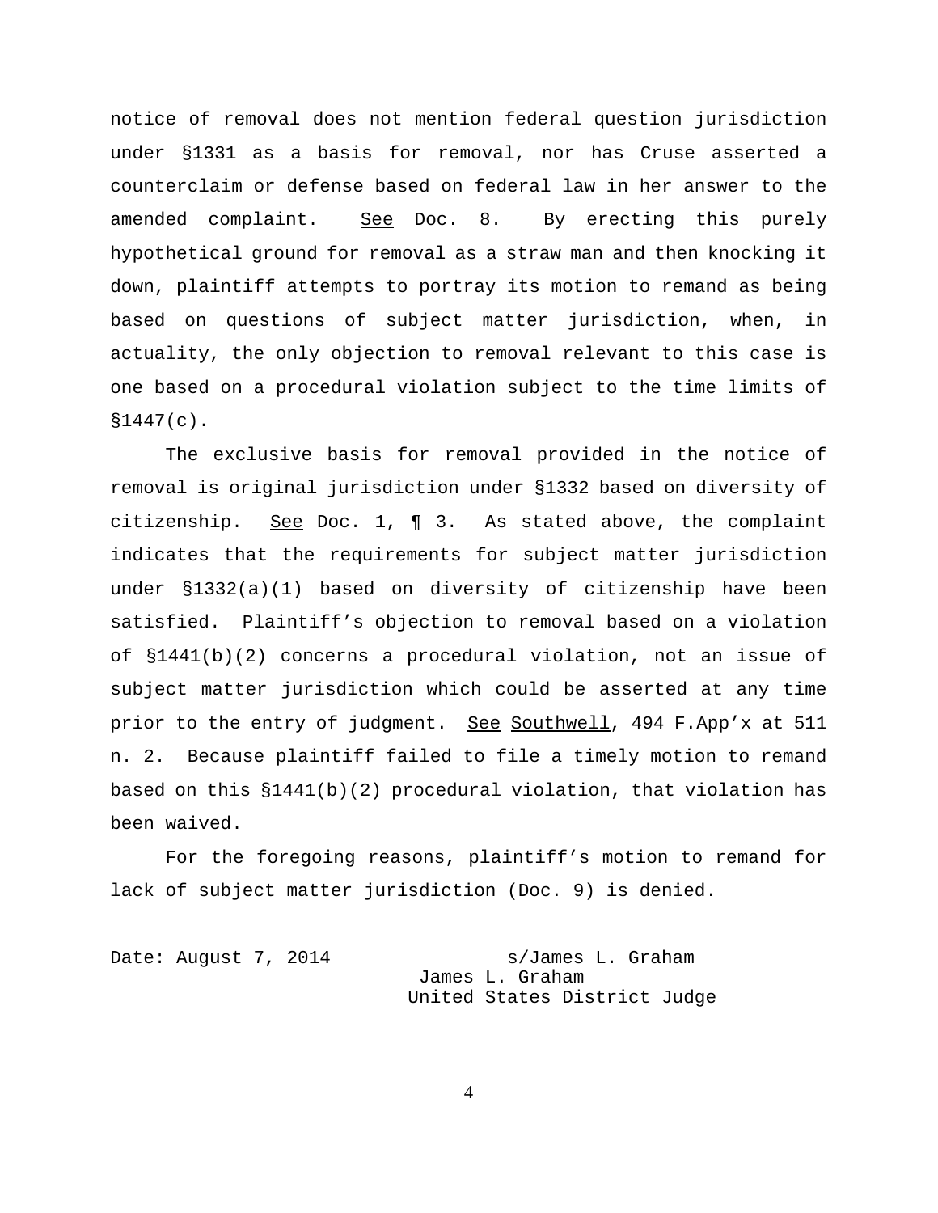notice of removal does not mention federal question jurisdiction under §1331 as a basis for removal, nor has Cruse asserted a counterclaim or defense based on federal law in her answer to the amended complaint. See Doc. 8. By erecting this purely hypothetical ground for removal as a straw man and then knocking it down, plaintiff attempts to portray its motion to remand as being based on questions of subject matter jurisdiction, when, in actuality, the only objection to removal relevant to this case is one based on a procedural violation subject to the time limits of §1447(c).

The exclusive basis for removal provided in the notice of removal is original jurisdiction under §1332 based on diversity of citizenship. See Doc. 1, ¶ 3. As stated above, the complaint indicates that the requirements for subject matter jurisdiction under §1332(a)(1) based on diversity of citizenship have been satisfied. Plaintiff's objection to removal based on a violation of §1441(b)(2) concerns a procedural violation, not an issue of subject matter jurisdiction which could be asserted at any time prior to the entry of judgment. See Southwell, 494 F.App'x at 511 n. 2. Because plaintiff failed to file a timely motion to remand based on this §1441(b)(2) procedural violation, that violation has been waived.

For the foregoing reasons, plaintiff's motion to remand for lack of subject matter jurisdiction (Doc. 9) is denied.

Date: August 7, 2014

s/James L. Graham
James L. Graham
United States District Judge